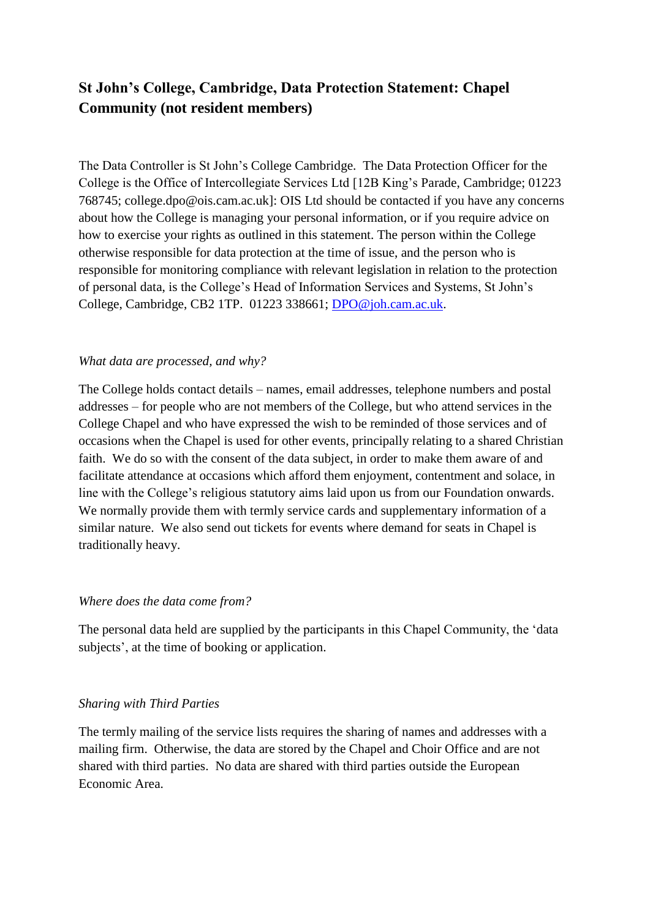# St John's College, Cambridge, Data Protection Statement: Chapel Community (not resident members)

The Data Controller is St John's College Cambridge. The Data Protection Officer for the College is the Office of Intercollegiate Services Ltd [12B King's Parade, Cambridge; 01223 768745; college.dpo@ois.cam.ac.uk]: OIS Ltd should be contacted if you have any concerns about how the College is managing your personal information, or if you require advice on how to exercise your rights as outlined in this statement. The person within the College otherwise responsible for data protection at the time of issue, and the person who is responsible for monitoring compliance with relevant legislation in relation to the protection of personal data, is the College's Head of Information Services and Systems, St John's College, Cambridge, CB2 1TP. 01223 338661; DPO@joh.cam.ac.uk.

*What data are processed, and why?*

The College holds contact details – names, email addresses, telephone numbers and postal addresses – for people who are not members of the College, but who attend services in the College Chapel and who have expressed the wish to be reminded of those services and of occasions when the Chapel is used for other events, principally relating to a shared Christian faith. We do so with the consent of the data subject, in order to make them aware of and facilitate attendance at occasions which afford them enjoyment, contentment and solace, in line with the College's religious statutory aims laid upon us from our Foundation onwards. We normally provide them with termly service cards and supplementary information of a similar nature. We also send out tickets for events where demand for seats in Chapel is traditionally heavy.

*Where does the data come from?*

The personal data held are supplied by the participants in this Chapel Community, the 'data subjects', at the time of booking or application.

*Sharing with Third Parties*

The termly mailing of the service lists requires the sharing of names and addresses with a mailing firm. Otherwise, the data are stored by the Chapel and Choir Office and are not shared with third parties. No data are shared with third parties outside the European Economic Area.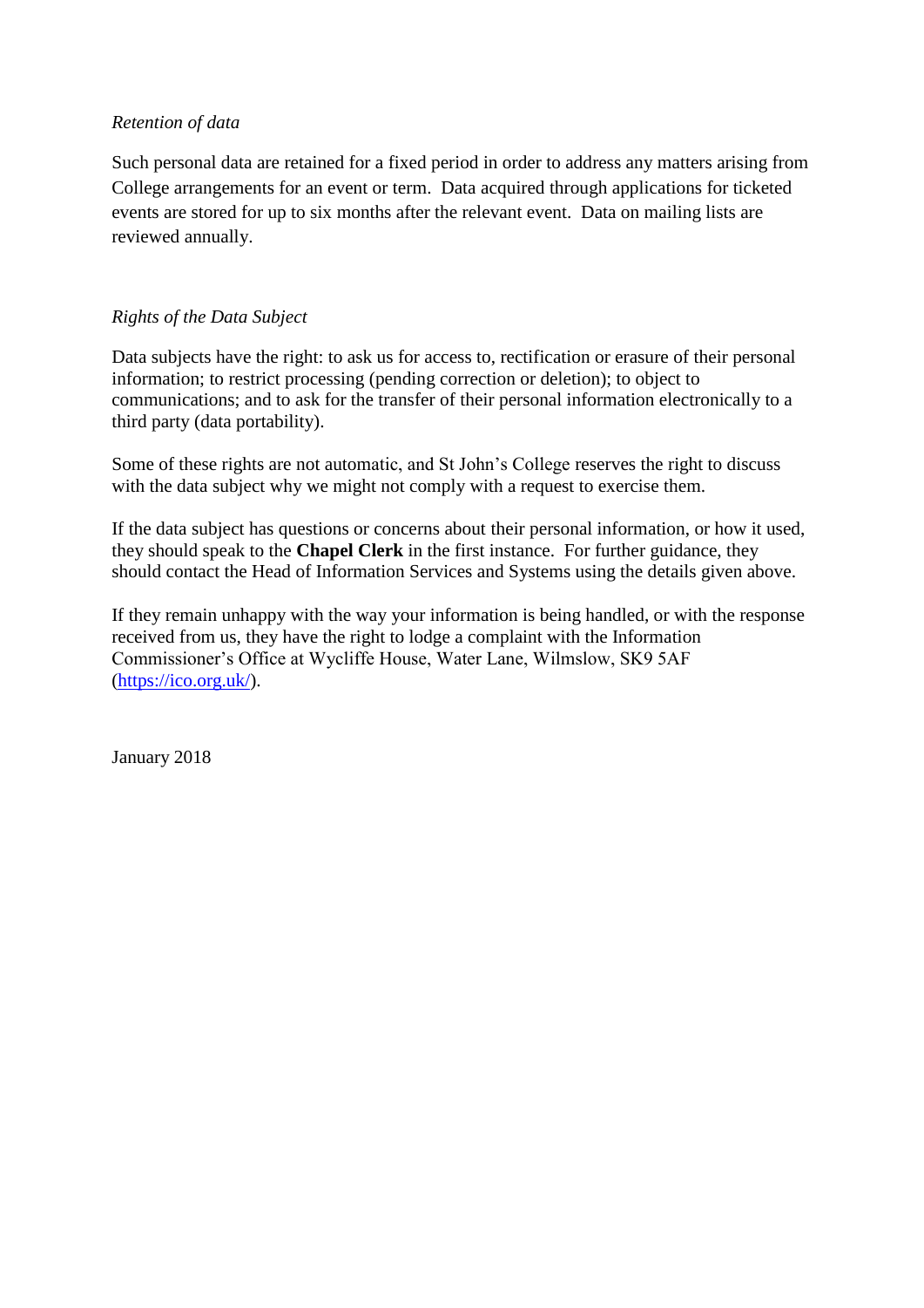*Retention of data*

Such personal data are retained for a fixed period in order to address any matters arising from College arrangements for an event or term. Data acquired through applications for ticketed events are stored for up to six months after the relevant event. Data on mailing lists are reviewed annually.

*Rights of the Data Subject*

Data subjects have the right: to ask us for access to, rectification or erasure of their personal information; to restrict processing (pending correction or deletion); to object to communications; and to ask for the transfer of their personal information electronically to a third party (data portability).

Some of these rights are not automatic, and St John's College reserves the right to discuss with the data subject why we might not comply with a request to exercise them.

If the data subject has questions or concerns about their personal information, or how it used, they should speak to the **Chapel Clerk** in the first instance. For further guidance, they should contact the Head of Information Services and Systems using the details given above.

If they remain unhappy with the way your information is being handled, or with the response received from us, they have the right to lodge a complaint with the Information Commissioner's Office at Wycliffe House, Water Lane, Wilmslow, SK9 5AF (https://ico.org.uk/).

January 2018